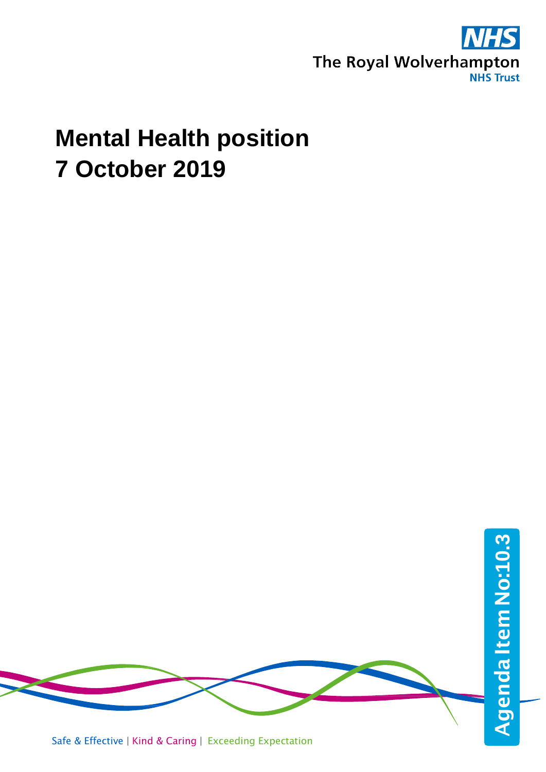The Royal Wolverhampton NHS Trust

# Mental Health position
# 7 October 2019

Agenda Item No:10.3

Safe & Effective | Kind & Caring | Exceeding Expectation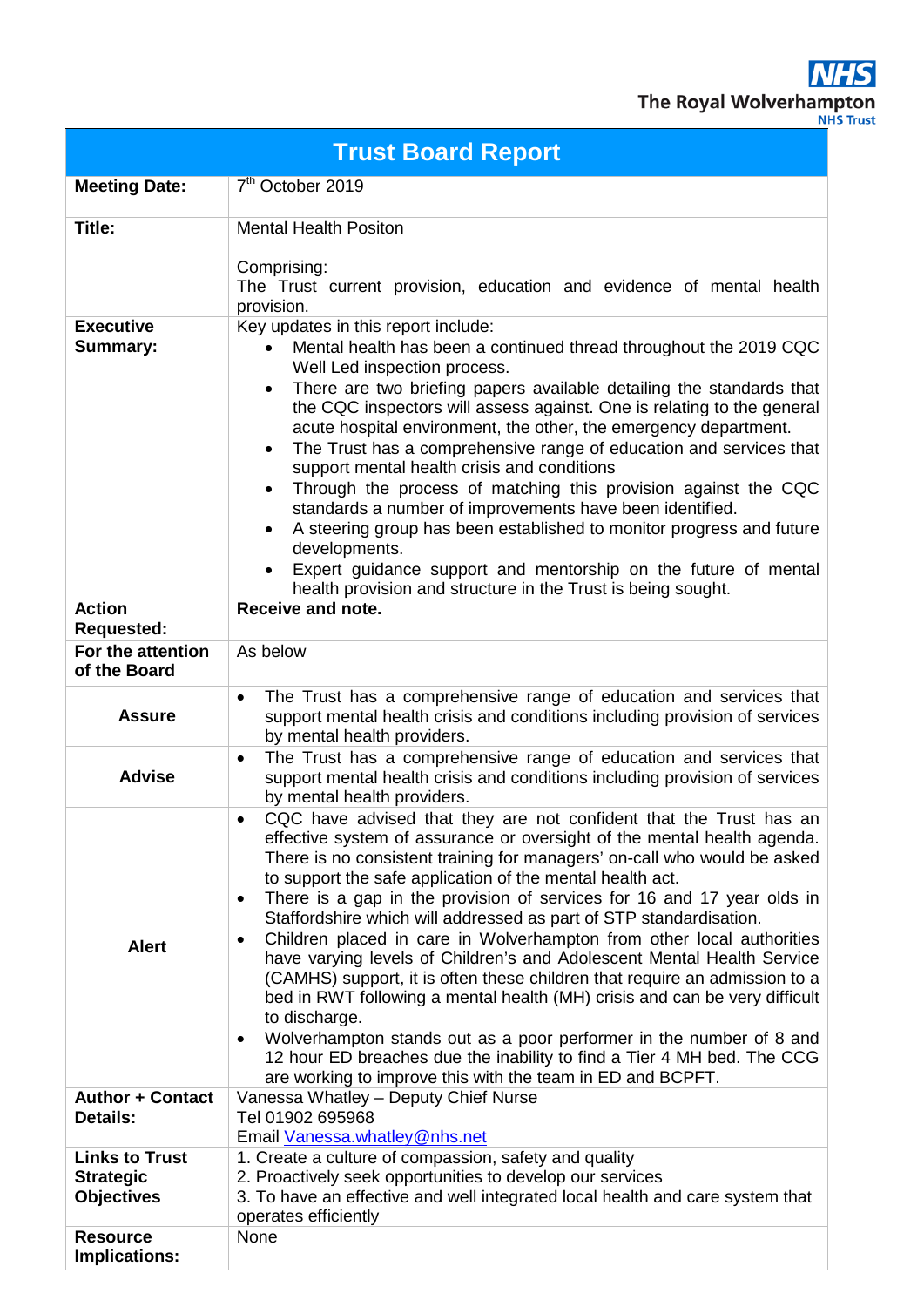The Royal Wolverhampton NHS Trust

# Trust Board Report

| | |
|---|---|
| **Meeting Date:** | 7th October 2019 |
| **Title:** | Mental Health Positon<br><br>Comprising:<br>The Trust current provision, education and evidence of mental health provision. |
| **Executive Summary:** | Key updates in this report include:<br>• Mental health has been a continued thread throughout the 2019 CQC Well Led inspection process.<br>• There are two briefing papers available detailing the standards that the CQC inspectors will assess against. One is relating to the general acute hospital environment, the other, the emergency department.<br>• The Trust has a comprehensive range of education and services that support mental health crisis and conditions<br>• Through the process of matching this provision against the CQC standards a number of improvements have been identified.<br>• A steering group has been established to monitor progress and future developments.<br>• Expert guidance support and mentorship on the future of mental health provision and structure in the Trust is being sought. |
| **Action Requested:** | **Receive and note.** |
| **For the attention of the Board** | As below |
| **Assure** | • The Trust has a comprehensive range of education and services that support mental health crisis and conditions including provision of services by mental health providers. |
| **Advise** | • The Trust has a comprehensive range of education and services that support mental health crisis and conditions including provision of services by mental health providers. |
| **Alert** | • CQC have advised that they are not confident that the Trust has an effective system of assurance or oversight of the mental health agenda. There is no consistent training for managers' on-call who would be asked to support the safe application of the mental health act.<br>• There is a gap in the provision of services for 16 and 17 year olds in Staffordshire which will addressed as part of STP standardisation.<br>• Children placed in care in Wolverhampton from other local authorities have varying levels of Children's and Adolescent Mental Health Service (CAMHS) support, it is often these children that require an admission to a bed in RWT following a mental health (MH) crisis and can be very difficult to discharge.<br>• Wolverhampton stands out as a poor performer in the number of 8 and 12 hour ED breaches due the inability to find a Tier 4 MH bed. The CCG are working to improve this with the team in ED and BCPFT. |
| **Author + Contact Details:** | Vanessa Whatley – Deputy Chief Nurse<br>Tel 01902 695968<br>Email Vanessa.whatley@nhs.net |
| **Links to Trust Strategic Objectives** | 1. Create a culture of compassion, safety and quality<br>2. Proactively seek opportunities to develop our services<br>3. To have an effective and well integrated local health and care system that operates efficiently |
| **Resource Implications:** | None |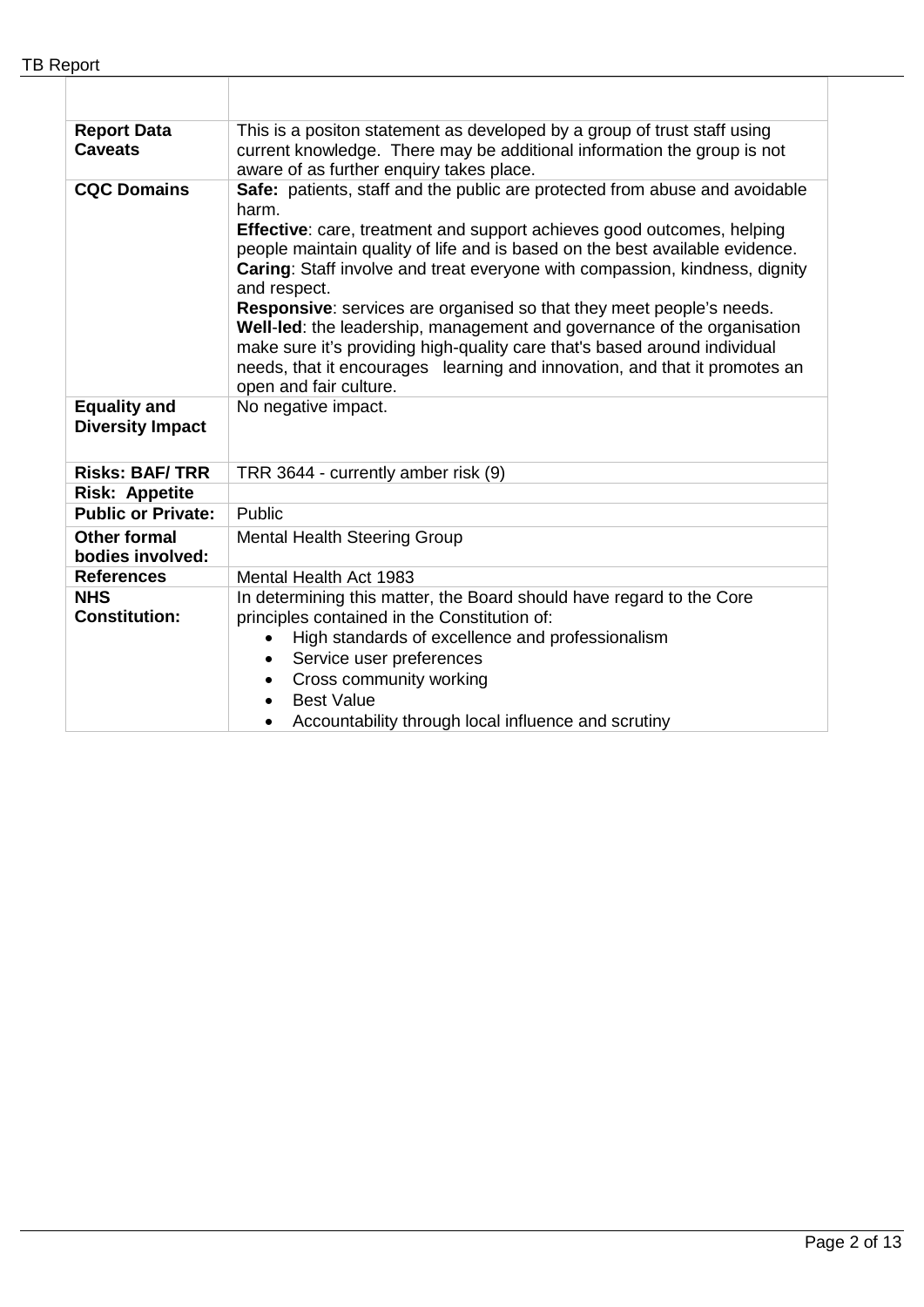| | |
|---|---|
| **Report Data Caveats** | This is a positon statement as developed by a group of trust staff using current knowledge. There may be additional information the group is not aware of as further enquiry takes place. |
| **CQC Domains** | **Safe:** patients, staff and the public are protected from abuse and avoidable harm.<br>**Effective**: care, treatment and support achieves good outcomes, helping people maintain quality of life and is based on the best available evidence.<br>**Caring**: Staff involve and treat everyone with compassion, kindness, dignity and respect.<br>**Responsive**: services are organised so that they meet people's needs.<br>**Well-led**: the leadership, management and governance of the organisation make sure it's providing high-quality care that's based around individual needs, that it encourages learning and innovation, and that it promotes an open and fair culture. |
| **Equality and Diversity Impact** | No negative impact. |
| **Risks: BAF/ TRR** | TRR 3644 - currently amber risk (9) |
| **Risk: Appetite** | |
| **Public or Private:** | Public |
| **Other formal bodies involved:** | Mental Health Steering Group |
| **References** | Mental Health Act 1983 |
| **NHS Constitution:** | In determining this matter, the Board should have regard to the Core principles contained in the Constitution of:<br>• High standards of excellence and professionalism<br>• Service user preferences<br>• Cross community working<br>• Best Value<br>• Accountability through local influence and scrutiny |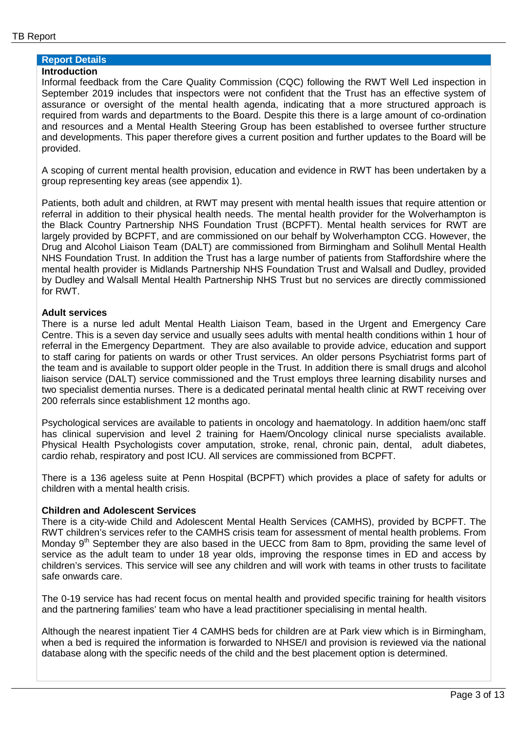## Report Details

### Introduction

Informal feedback from the Care Quality Commission (CQC) following the RWT Well Led inspection in September 2019 includes that inspectors were not confident that the Trust has an effective system of assurance or oversight of the mental health agenda, indicating that a more structured approach is required from wards and departments to the Board. Despite this there is a large amount of co-ordination and resources and a Mental Health Steering Group has been established to oversee further structure and developments. This paper therefore gives a current position and further updates to the Board will be provided.

A scoping of current mental health provision, education and evidence in RWT has been undertaken by a group representing key areas (see appendix 1).

Patients, both adult and children, at RWT may present with mental health issues that require attention or referral in addition to their physical health needs. The mental health provider for the Wolverhampton is the Black Country Partnership NHS Foundation Trust (BCPFT). Mental health services for RWT are largely provided by BCPFT, and are commissioned on our behalf by Wolverhampton CCG. However, the Drug and Alcohol Liaison Team (DALT) are commissioned from Birmingham and Solihull Mental Health NHS Foundation Trust. In addition the Trust has a large number of patients from Staffordshire where the mental health provider is Midlands Partnership NHS Foundation Trust and Walsall and Dudley, provided by Dudley and Walsall Mental Health Partnership NHS Trust but no services are directly commissioned for RWT.

### Adult services

There is a nurse led adult Mental Health Liaison Team, based in the Urgent and Emergency Care Centre. This is a seven day service and usually sees adults with mental health conditions within 1 hour of referral in the Emergency Department. They are also available to provide advice, education and support to staff caring for patients on wards or other Trust services. An older persons Psychiatrist forms part of the team and is available to support older people in the Trust. In addition there is small drugs and alcohol liaison service (DALT) service commissioned and the Trust employs three learning disability nurses and two specialist dementia nurses. There is a dedicated perinatal mental health clinic at RWT receiving over 200 referrals since establishment 12 months ago.

Psychological services are available to patients in oncology and haematology. In addition haem/onc staff has clinical supervision and level 2 training for Haem/Oncology clinical nurse specialists available. Physical Health Psychologists cover amputation, stroke, renal, chronic pain, dental, adult diabetes, cardio rehab, respiratory and post ICU. All services are commissioned from BCPFT.

There is a 136 ageless suite at Penn Hospital (BCPFT) which provides a place of safety for adults or children with a mental health crisis.

### Children and Adolescent Services

There is a city-wide Child and Adolescent Mental Health Services (CAMHS), provided by BCPFT. The RWT children's services refer to the CAMHS crisis team for assessment of mental health problems. From Monday 9th September they are also based in the UECC from 8am to 8pm, providing the same level of service as the adult team to under 18 year olds, improving the response times in ED and access by children's services. This service will see any children and will work with teams in other trusts to facilitate safe onwards care.

The 0-19 service has had recent focus on mental health and provided specific training for health visitors and the partnering families' team who have a lead practitioner specialising in mental health.

Although the nearest inpatient Tier 4 CAMHS beds for children are at Park view which is in Birmingham, when a bed is required the information is forwarded to NHSE/I and provision is reviewed via the national database along with the specific needs of the child and the best placement option is determined.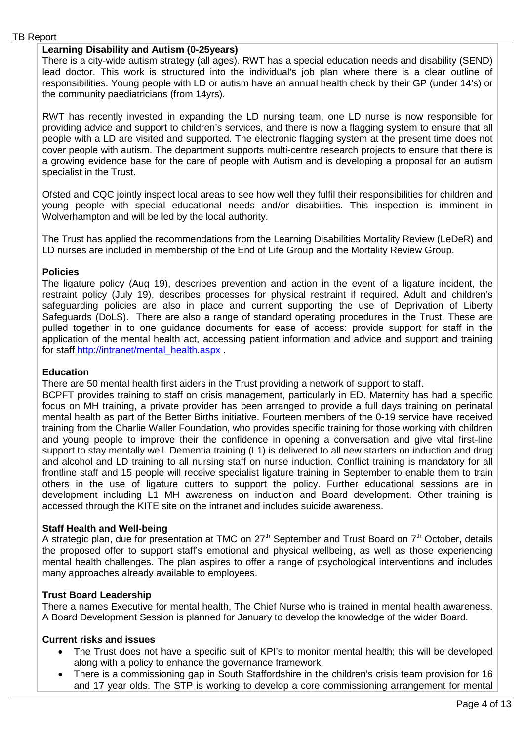**Learning Disability and Autism (0-25years)**

There is a city-wide autism strategy (all ages). RWT has a special education needs and disability (SEND) lead doctor. This work is structured into the individual's job plan where there is a clear outline of responsibilities. Young people with LD or autism have an annual health check by their GP (under 14's) or the community paediatricians (from 14yrs).

RWT has recently invested in expanding the LD nursing team, one LD nurse is now responsible for providing advice and support to children's services, and there is now a flagging system to ensure that all people with a LD are visited and supported. The electronic flagging system at the present time does not cover people with autism. The department supports multi-centre research projects to ensure that there is a growing evidence base for the care of people with Autism and is developing a proposal for an autism specialist in the Trust.

Ofsted and CQC jointly inspect local areas to see how well they fulfil their responsibilities for children and young people with special educational needs and/or disabilities. This inspection is imminent in Wolverhampton and will be led by the local authority.

The Trust has applied the recommendations from the Learning Disabilities Mortality Review (LeDeR) and LD nurses are included in membership of the End of Life Group and the Mortality Review Group.

**Policies**

The ligature policy (Aug 19), describes prevention and action in the event of a ligature incident, the restraint policy (July 19), describes processes for physical restraint if required. Adult and children's safeguarding policies are also in place and current supporting the use of Deprivation of Liberty Safeguards (DoLS). There are also a range of standard operating procedures in the Trust. These are pulled together in to one guidance documents for ease of access: provide support for staff in the application of the mental health act, accessing patient information and advice and support and training for staff http://intranet/mental_health.aspx .

**Education**

There are 50 mental health first aiders in the Trust providing a network of support to staff.

BCPFT provides training to staff on crisis management, particularly in ED. Maternity has had a specific focus on MH training, a private provider has been arranged to provide a full days training on perinatal mental health as part of the Better Births initiative. Fourteen members of the 0-19 service have received training from the Charlie Waller Foundation, who provides specific training for those working with children and young people to improve their the confidence in opening a conversation and give vital first-line support to stay mentally well. Dementia training (L1) is delivered to all new starters on induction and drug and alcohol and LD training to all nursing staff on nurse induction. Conflict training is mandatory for all frontline staff and 15 people will receive specialist ligature training in September to enable them to train others in the use of ligature cutters to support the policy. Further educational sessions are in development including L1 MH awareness on induction and Board development. Other training is accessed through the KITE site on the intranet and includes suicide awareness.

**Staff Health and Well-being**

A strategic plan, due for presentation at TMC on 27th September and Trust Board on 7th October, details the proposed offer to support staff's emotional and physical wellbeing, as well as those experiencing mental health challenges. The plan aspires to offer a range of psychological interventions and includes many approaches already available to employees.

**Trust Board Leadership**

There a names Executive for mental health, The Chief Nurse who is trained in mental health awareness. A Board Development Session is planned for January to develop the knowledge of the wider Board.

**Current risks and issues**

- The Trust does not have a specific suit of KPI's to monitor mental health; this will be developed along with a policy to enhance the governance framework.
- There is a commissioning gap in South Staffordshire in the children's crisis team provision for 16 and 17 year olds. The STP is working to develop a core commissioning arrangement for mental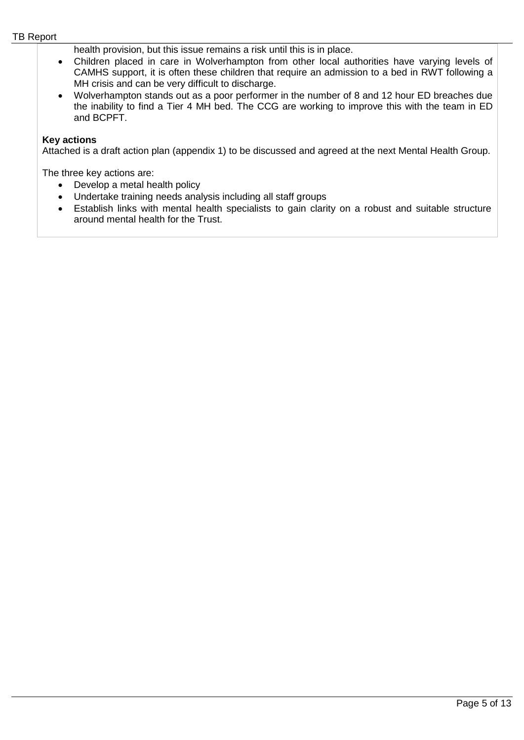health provision, but this issue remains a risk until this is in place.

- Children placed in care in Wolverhampton from other local authorities have varying levels of CAMHS support, it is often these children that require an admission to a bed in RWT following a MH crisis and can be very difficult to discharge.
- Wolverhampton stands out as a poor performer in the number of 8 and 12 hour ED breaches due the inability to find a Tier 4 MH bed. The CCG are working to improve this with the team in ED and BCPFT.

**Key actions**

Attached is a draft action plan (appendix 1) to be discussed and agreed at the next Mental Health Group.

The three key actions are:

- Develop a metal health policy
- Undertake training needs analysis including all staff groups
- Establish links with mental health specialists to gain clarity on a robust and suitable structure around mental health for the Trust.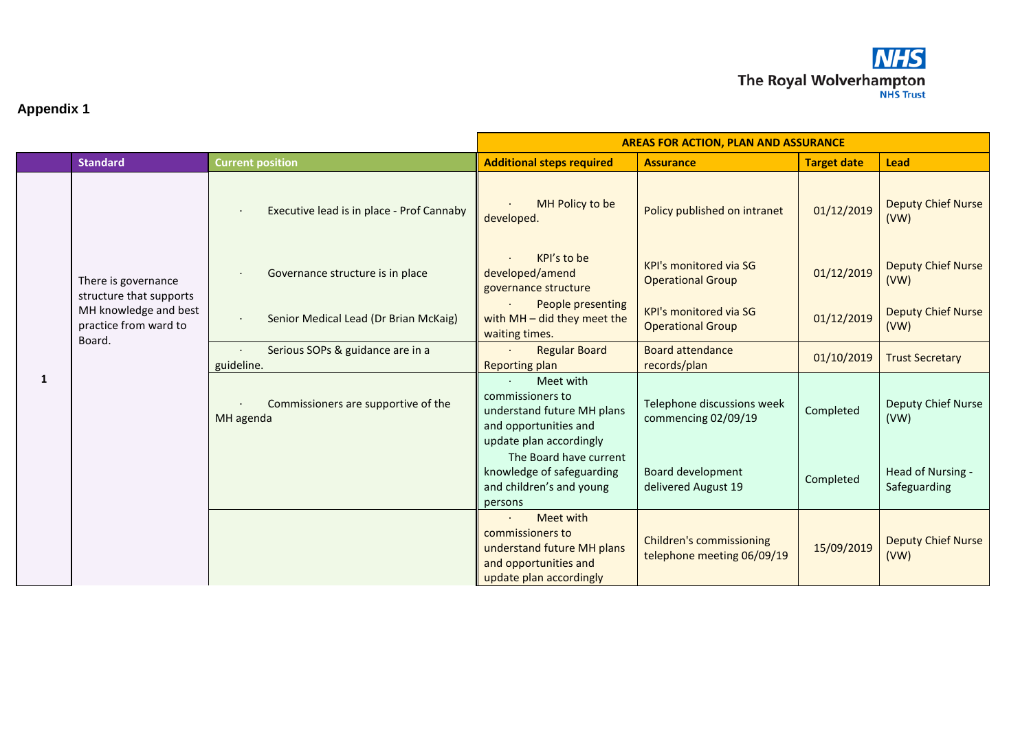## Appendix 1

| | Standard | Current position | AREAS FOR ACTION, PLAN AND ASSURANCE | | | |
|---|---|---|---|---|---|---|
| | | | Additional steps required | Assurance | Target date | Lead |
| 1 | There is governance structure that supports MH knowledge and best practice from ward to Board. | · Executive lead is in place - Prof Cannaby | · MH Policy to be developed. | Policy published on intranet | 01/12/2019 | Deputy Chief Nurse (VW) |
| | | · Governance structure is in place | · KPI's to be developed/amend governance structure | KPI's monitored via SG Operational Group | 01/12/2019 | Deputy Chief Nurse (VW) |
| | | · Senior Medical Lead (Dr Brian McKaig) | · People presenting with MH – did they meet the waiting times. | KPI's monitored via SG Operational Group | 01/12/2019 | Deputy Chief Nurse (VW) |
| | | · Serious SOPs & guidance are in a guideline. | · Regular Board Reporting plan | Board attendance records/plan | 01/10/2019 | Trust Secretary |
| | | · Commissioners are supportive of the MH agenda | · Meet with commissioners to understand future MH plans and opportunities and update plan accordingly | Telephone discussions week commencing 02/09/19 | Completed | Deputy Chief Nurse (VW) |
| | | | The Board have current knowledge of safeguarding and children's and young persons | Board development delivered August 19 | Completed | Head of Nursing - Safeguarding |
| | | | · Meet with commissioners to understand future MH plans and opportunities and update plan accordingly | Children's commissioning telephone meeting 06/09/19 | 15/09/2019 | Deputy Chief Nurse (VW) |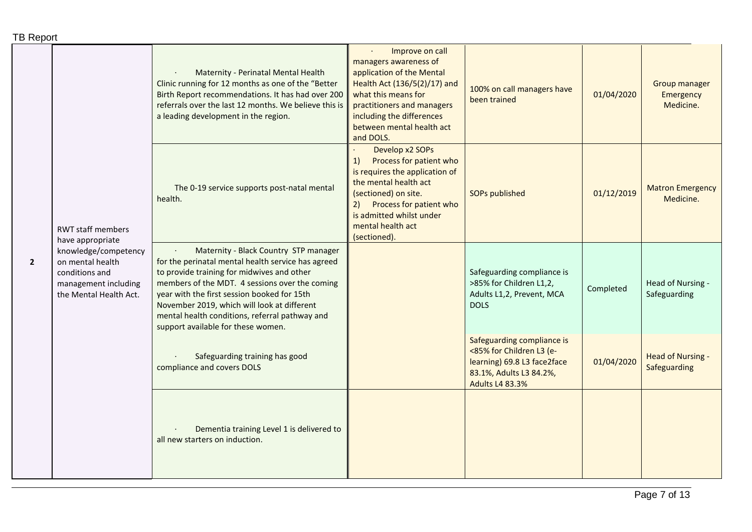| | | | | | | |
|---|---|---|---|---|---|---|
| 2 | RWT staff members have appropriate knowledge/competency on mental health conditions and management including the Mental Health Act. | · Maternity - Perinatal Mental Health Clinic running for 12 months as one of the "Better Birth Report recommendations. It has had over 200 referrals over the last 12 months. We believe this is a leading development in the region. | · Improve on call managers awareness of application of the Mental Health Act (136/5(2)/17) and what this means for practitioners and managers including the differences between mental health act and DOLS. | 100% on call managers have been trained | 01/04/2020 | Group manager Emergency Medicine. |
| | | The 0-19 service supports post-natal mental health. | · Develop x2 SOPs<br>1) Process for patient who is requires the application of the mental health act (sectioned) on site.<br>2) Process for patient who is admitted whilst under mental health act (sectioned). | SOPs published | 01/12/2019 | Matron Emergency Medicine. |
| | | · Maternity - Black Country STP manager for the perinatal mental health service has agreed to provide training for midwives and other members of the MDT. 4 sessions over the coming year with the first session booked for 15th November 2019, which will look at different mental health conditions, referral pathway and support available for these women. | | Safeguarding compliance is >85% for Children L1,2, Adults L1,2, Prevent, MCA DOLS | Completed | Head of Nursing - Safeguarding |
| | | · Safeguarding training has good compliance and covers DOLS | | Safeguarding compliance is <85% for Children L3 (e-learning) 69.8 L3 face2face 83.1%, Adults L3 84.2%, Adults L4 83.3% | 01/04/2020 | Head of Nursing - Safeguarding |
| | | · Dementia training Level 1 is delivered to all new starters on induction. | | | | |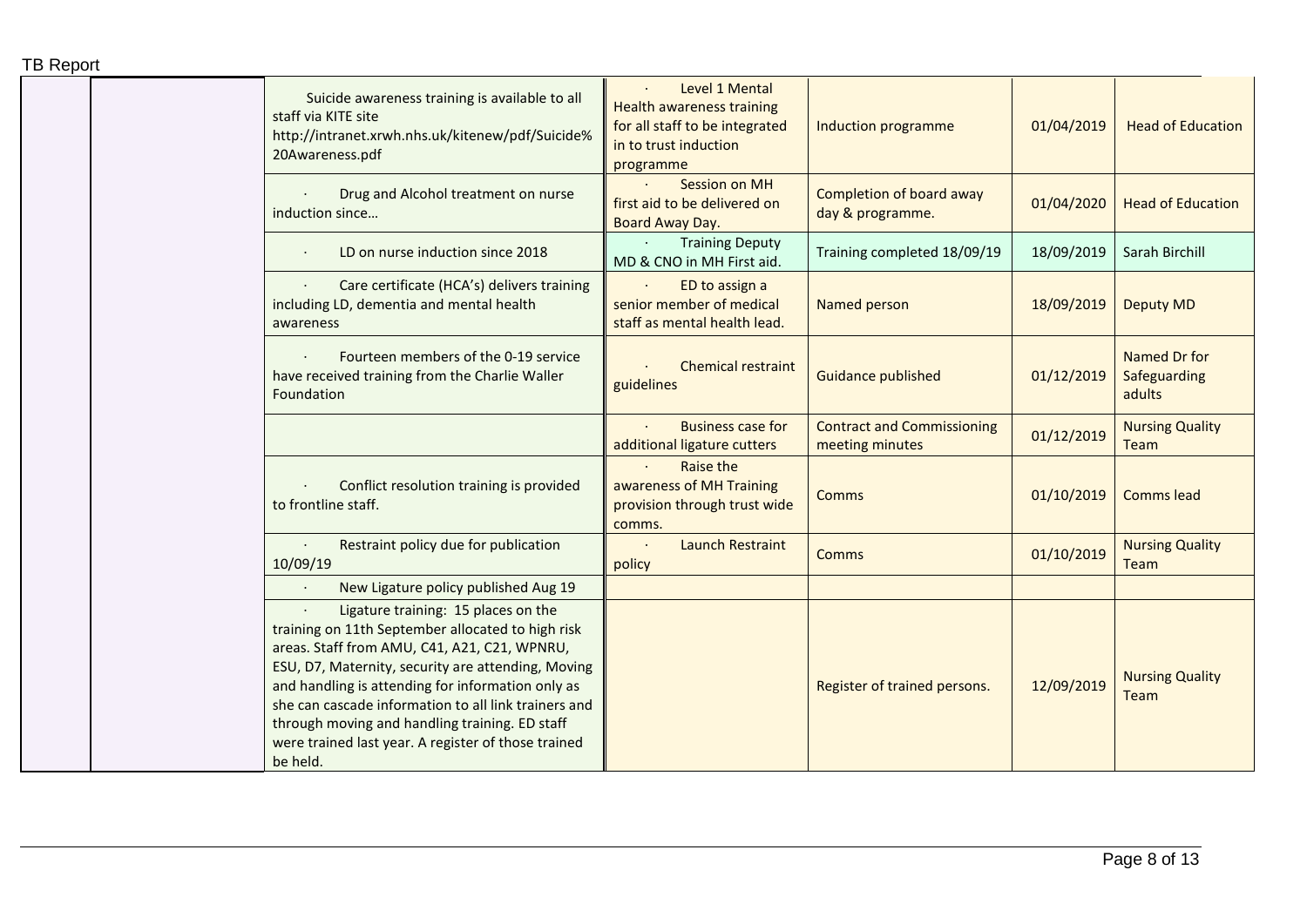| | | | | | | |
|---|---|---|---|---|---|---|
| | | Suicide awareness training is available to all staff via KITE site http://intranet.xrwh.nhs.uk/kitenew/pdf/Suicide%20Awareness.pdf | · Level 1 Mental Health awareness training for all staff to be integrated in to trust induction programme | Induction programme | 01/04/2019 | Head of Education |
| | | · Drug and Alcohol treatment on nurse induction since… | · Session on MH first aid to be delivered on Board Away Day. | Completion of board away day & programme. | 01/04/2020 | Head of Education |
| | | · LD on nurse induction since 2018 | · Training Deputy MD & CNO in MH First aid. | Training completed 18/09/19 | 18/09/2019 | Sarah Birchill |
| | | · Care certificate (HCA's) delivers training including LD, dementia and mental health awareness | · ED to assign a senior member of medical staff as mental health lead. | Named person | 18/09/2019 | Deputy MD |
| | | · Fourteen members of the 0-19 service have received training from the Charlie Waller Foundation | · Chemical restraint guidelines | Guidance published | 01/12/2019 | Named Dr for Safeguarding adults |
| | | | · Business case for additional ligature cutters | Contract and Commissioning meeting minutes | 01/12/2019 | Nursing Quality Team |
| | | · Conflict resolution training is provided to frontline staff. | · Raise the awareness of MH Training provision through trust wide comms. | Comms | 01/10/2019 | Comms lead |
| | | · Restraint policy due for publication 10/09/19 | · Launch Restraint policy | Comms | 01/10/2019 | Nursing Quality Team |
| | | · New Ligature policy published Aug 19 | | | | |
| | | · Ligature training: 15 places on the training on 11th September allocated to high risk areas. Staff from AMU, C41, A21, C21, WPNRU, ESU, D7, Maternity, security are attending, Moving and handling is attending for information only as she can cascade information to all link trainers and through moving and handling training. ED staff were trained last year. A register of those trained be held. | | Register of trained persons. | 12/09/2019 | Nursing Quality Team |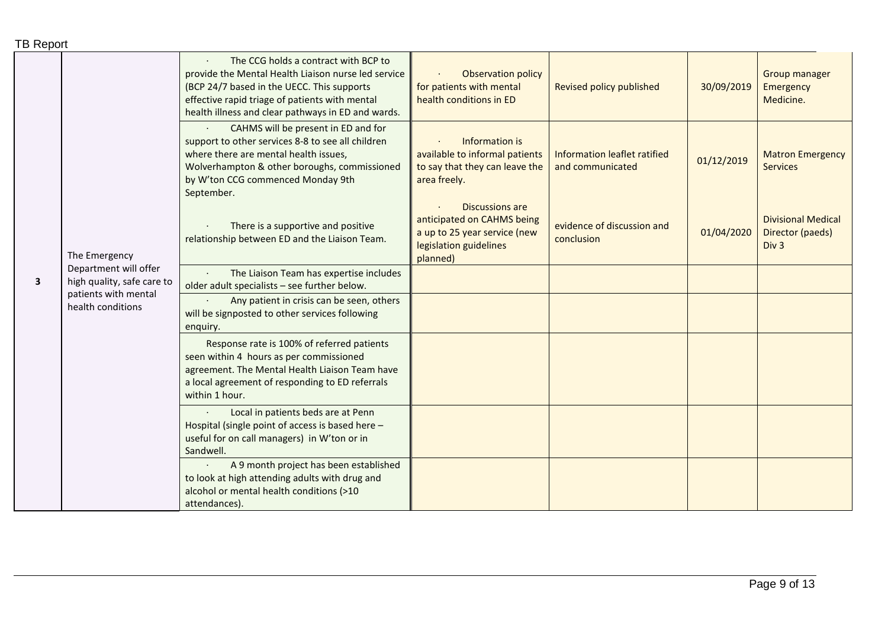| 3 | The Emergency Department will offer high quality, safe care to patients with mental health conditions | · The CCG holds a contract with BCP to provide the Mental Health Liaison nurse led service (BCP 24/7 based in the UECC. This supports effective rapid triage of patients with mental health illness and clear pathways in ED and wards. | · Observation policy for patients with mental health conditions in ED | Revised policy published | 30/09/2019 | Group manager Emergency Medicine. |
|---|---|---|---|---|---|---|
| | | · CAHMS will be present in ED and for support to other services 8-8 to see all children where there are mental health issues, Wolverhampton & other boroughs, commissioned by W'ton CCG commenced Monday 9th September. | · Information is available to informal patients to say that they can leave the area freely. | Information leaflet ratified and communicated | 01/12/2019 | Matron Emergency Services |
| | | · There is a supportive and positive relationship between ED and the Liaison Team. | · Discussions are anticipated on CAHMS being a up to 25 year service (new legislation guidelines planned) | evidence of discussion and conclusion | 01/04/2020 | Divisional Medical Director (paeds) Div 3 |
| | | · The Liaison Team has expertise includes older adult specialists – see further below. | | | | |
| | | · Any patient in crisis can be seen, others will be signposted to other services following enquiry. | | | | |
| | | Response rate is 100% of referred patients seen within 4 hours as per commissioned agreement. The Mental Health Liaison Team have a local agreement of responding to ED referrals within 1 hour. | | | | |
| | | · Local in patients beds are at Penn Hospital (single point of access is based here – useful for on call managers) in W'ton or in Sandwell. | | | | |
| | | · A 9 month project has been established to look at high attending adults with drug and alcohol or mental health conditions (>10 attendances). | | | | |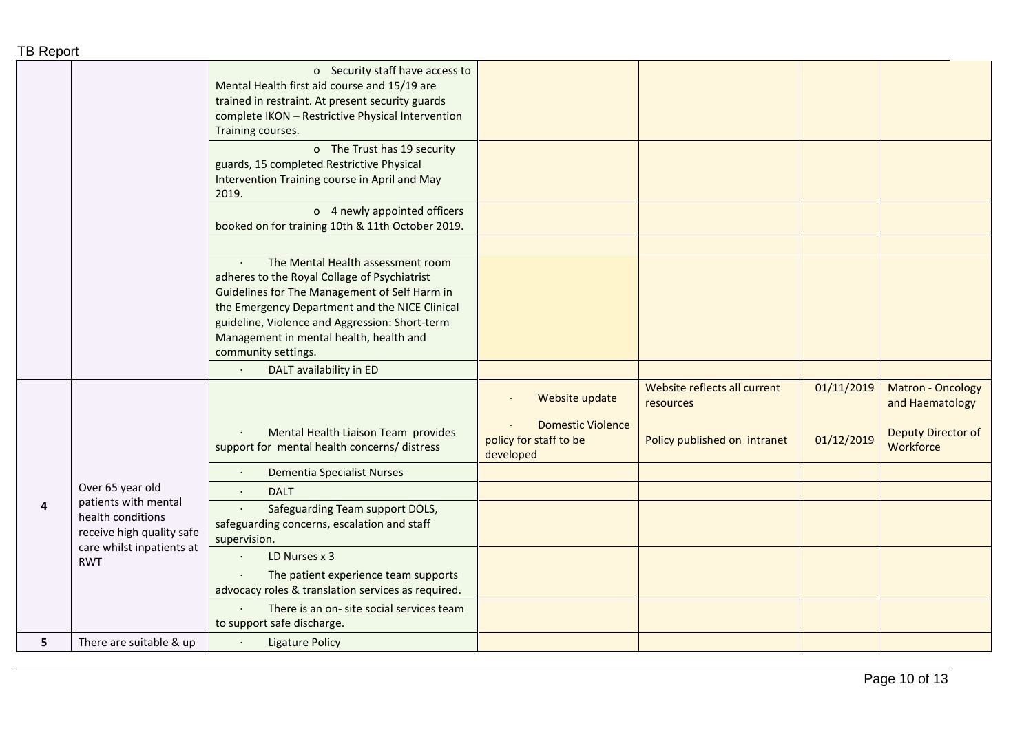| | | | | | | |
|---|---|---|---|---|---|---|
| | | o Security staff have access to Mental Health first aid course and 15/19 are trained in restraint. At present security guards complete IKON – Restrictive Physical Intervention Training courses. | | | | |
| | | o The Trust has 19 security guards, 15 completed Restrictive Physical Intervention Training course in April and May 2019. | | | | |
| | | o 4 newly appointed officers booked on for training 10th & 11th October 2019. | | | | |
| | | | | | | |
| | | · The Mental Health assessment room adheres to the Royal Collage of Psychiatrist Guidelines for The Management of Self Harm in the Emergency Department and the NICE Clinical guideline, Violence and Aggression: Short-term Management in mental health, health and community settings. | | | | |
| | | · DALT availability in ED | | | | |
| 4 | Over 65 year old patients with mental health conditions receive high quality safe care whilst inpatients at RWT | · Mental Health Liaison Team provides support for mental health concerns/ distress | · Website update<br><br>· Domestic Violence policy for staff to be developed | Website reflects all current resources<br><br>Policy published on intranet | 01/11/2019<br><br>01/12/2019 | Matron - Oncology and Haematology<br><br>Deputy Director of Workforce |
| | | · Dementia Specialist Nurses | | | | |
| | | · DALT | | | | |
| | | · Safeguarding Team support DOLS, safeguarding concerns, escalation and staff supervision. | | | | |
| | | · LD Nurses x 3<br>· The patient experience team supports advocacy roles & translation services as required. | | | | |
| | | · There is an on- site social services team to support safe discharge. | | | | |
| 5 | There are suitable & up | · Ligature Policy | | | | |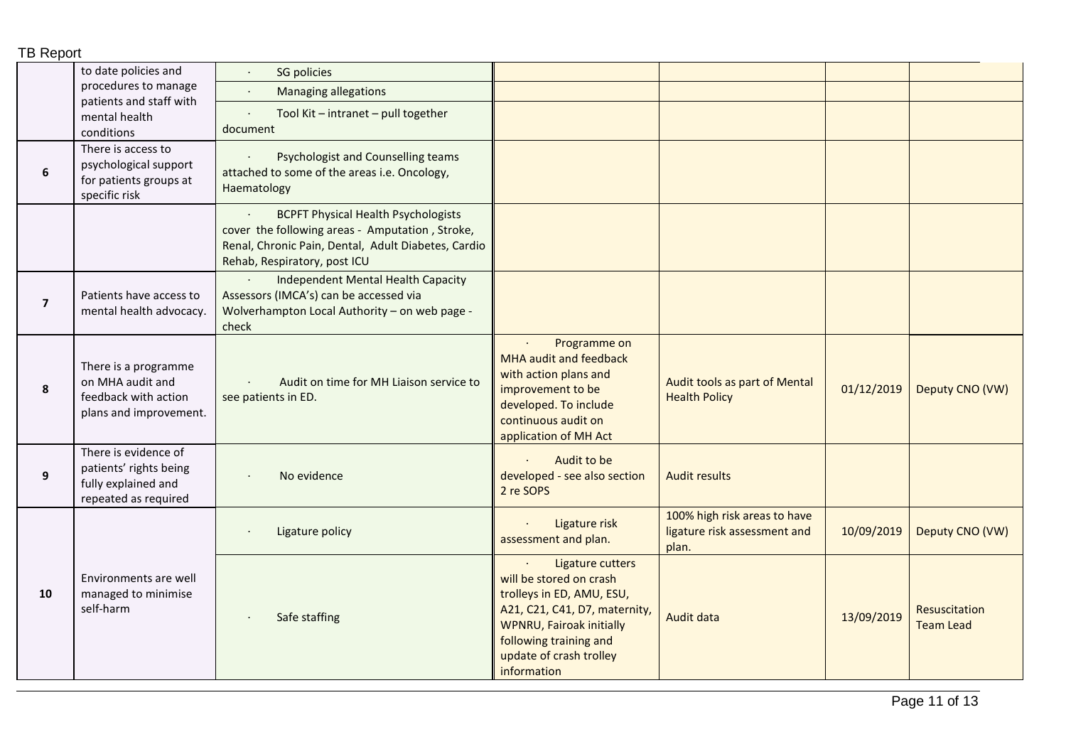| | | | | | | |
|---|---|---|---|---|---|---|
| | to date policies and procedures to manage patients and staff with mental health conditions | · SG policies | | | | |
| | | · Managing allegations | | | | |
| | | · Tool Kit – intranet – pull together document | | | | |
| 6 | There is access to psychological support for patients groups at specific risk | · Psychologist and Counselling teams attached to some of the areas i.e. Oncology, Haematology | | | | |
| | | · BCPFT Physical Health Psychologists cover the following areas - Amputation , Stroke, Renal, Chronic Pain, Dental, Adult Diabetes, Cardio Rehab, Respiratory, post ICU | | | | |
| 7 | Patients have access to mental health advocacy. | · Independent Mental Health Capacity Assessors (IMCA's) can be accessed via Wolverhampton Local Authority – on web page - check | | | | |
| 8 | There is a programme on MHA audit and feedback with action plans and improvement. | · Audit on time for MH Liaison service to see patients in ED. | · Programme on MHA audit and feedback with action plans and improvement to be developed. To include continuous audit on application of MH Act | Audit tools as part of Mental Health Policy | 01/12/2019 | Deputy CNO (VW) |
| 9 | There is evidence of patients' rights being fully explained and repeated as required | · No evidence | · Audit to be developed - see also section 2 re SOPS | Audit results | | |
| 10 | Environments are well managed to minimise self-harm | · Ligature policy | · Ligature risk assessment and plan. | 100% high risk areas to have ligature risk assessment and plan. | 10/09/2019 | Deputy CNO (VW) |
| | | · Safe staffing | · Ligature cutters will be stored on crash trolleys in ED, AMU, ESU, A21, C21, C41, D7, maternity, WPNRU, Fairoak initially following training and update of crash trolley information | Audit data | 13/09/2019 | Resuscitation Team Lead |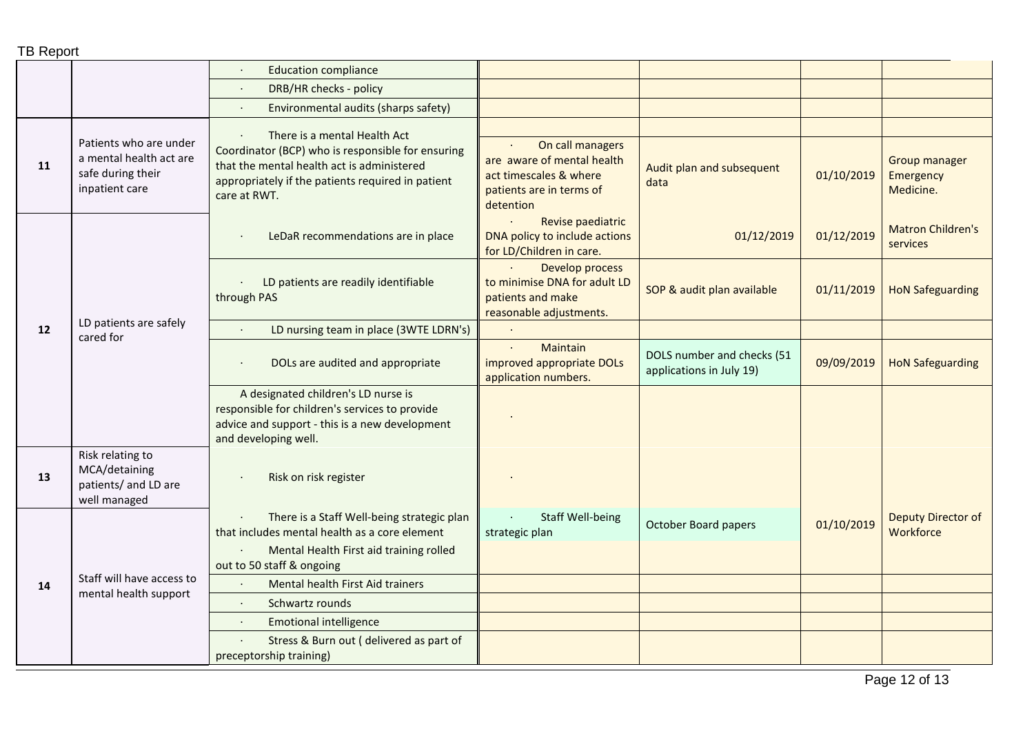| | | | | | | |
|---|---|---|---|---|---|---|
| | | · Education compliance | | | | |
| | | · DRB/HR checks - policy | | | | |
| | | · Environmental audits (sharps safety) | | | | |
| 11 | Patients who are under a mental health act are safe during their inpatient care | · There is a mental Health Act Coordinator (BCP) who is responsible for ensuring that the mental health act is administered appropriately if the patients required in patient care at RWT. | · On call managers are aware of mental health act timescales & where patients are in terms of detention | Audit plan and subsequent data | 01/10/2019 | Group manager Emergency Medicine. |
| 12 | LD patients are safely cared for | · LeDaR recommendations are in place | · Revise paediatric DNA policy to include actions for LD/Children in care. | 01/12/2019 | 01/12/2019 | Matron Children's services |
| | | · LD patients are readily identifiable through PAS | · Develop process to minimise DNA for adult LD patients and make reasonable adjustments. | SOP & audit plan available | 01/11/2019 | HoN Safeguarding |
| | | · LD nursing team in place (3WTE LDRN's) | · | | | |
| | | · DOLs are audited and appropriate | · Maintain improved appropriate DOLs application numbers. | DOLS number and checks (51 applications in July 19) | 09/09/2019 | HoN Safeguarding |
| | | A designated children's LD nurse is responsible for children's services to provide advice and support - this is a new development and developing well. | · | | | |
| 13 | Risk relating to MCA/detaining patients/ and LD are well managed | · Risk on risk register | · | | | |
| 14 | Staff will have access to mental health support | · There is a Staff Well-being strategic plan that includes mental health as a core element | · Staff Well-being strategic plan | October Board papers | 01/10/2019 | Deputy Director of Workforce |
| | | · Mental Health First aid training rolled out to 50 staff & ongoing | | | | |
| | | · Mental health First Aid trainers | | | | |
| | | · Schwartz rounds | | | | |
| | | · Emotional intelligence | | | | |
| | | · Stress & Burn out ( delivered as part of preceptorship training) | | | | |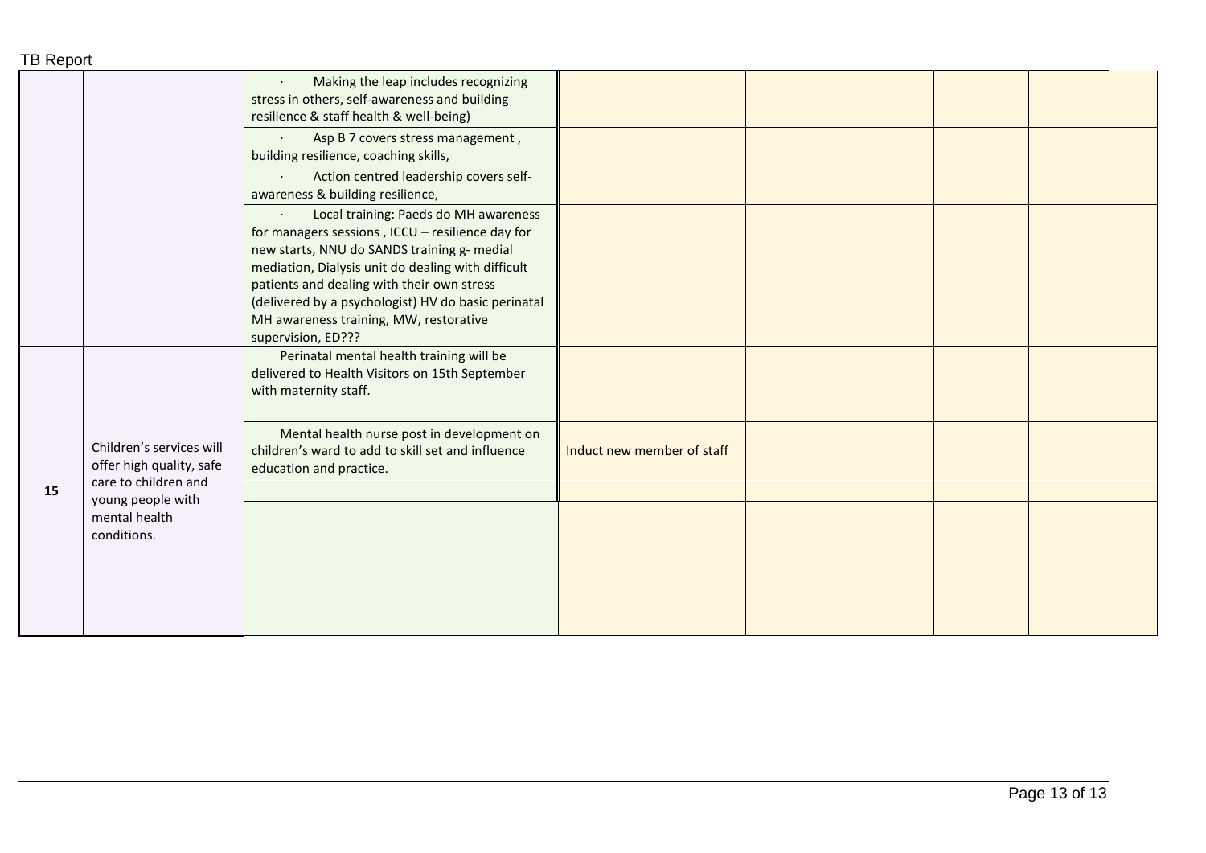| | | | | | | |
|---|---|---|---|---|---|---|
| | | · Making the leap includes recognizing stress in others, self-awareness and building resilience & staff health & well-being) | | | | |
| | | · Asp B 7 covers stress management , building resilience, coaching skills, | | | | |
| | | · Action centred leadership covers self-awareness & building resilience, | | | | |
| | | · Local training: Paeds do MH awareness for managers sessions , ICCU – resilience day for new starts, NNU do SANDS training g- medial mediation, Dialysis unit do dealing with difficult patients and dealing with their own stress (delivered by a psychologist) HV do basic perinatal MH awareness training, MW, restorative supervision, ED??? | | | | |
| 15 | Children's services will offer high quality, safe care to children and young people with mental health conditions. | Perinatal mental health training will be delivered to Health Visitors on 15th September with maternity staff. | | | | |
| | | | | | | |
| | | Mental health nurse post in development on children's ward to add to skill set and influence education and practice. | Induct new member of staff | | | |
| | | | | | | |